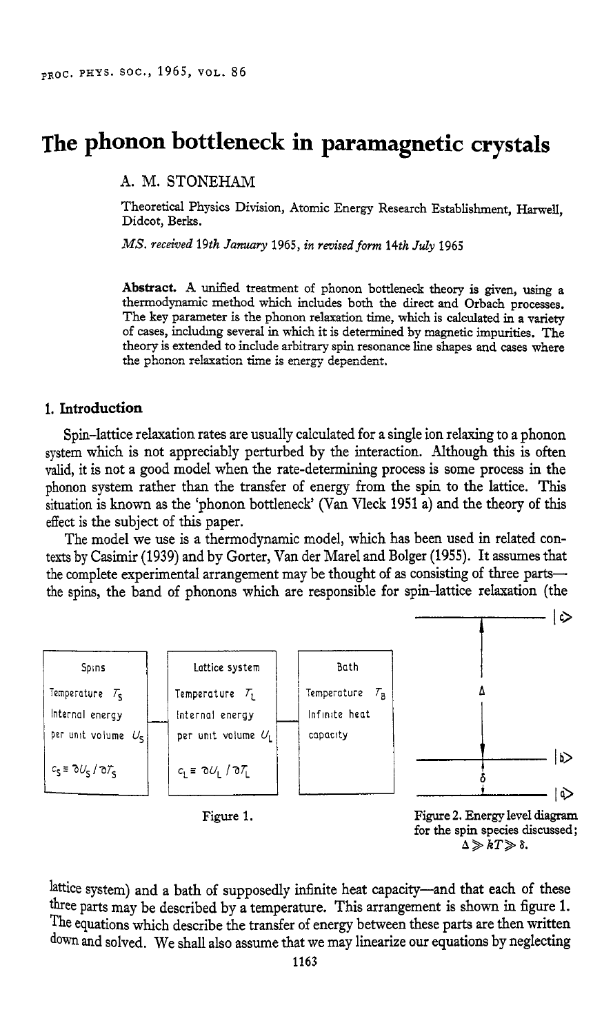# The phonon bottleneck in paramagnetic crystals

A. M. STONEHAM

Theoretical Physics Division, Atomic Energy Research Establishment, Harwell, Didcot, Berks.

*MS. received 19th January 1965, in revised form 14th July 1965*

**Abstract.** A unified treatment of phonon bottleneck theory is given, using a thermodynamic method which includes both the direct and Orbach processes. The key parameter is the phonon relaxation time, which is calculated in a variety of cases, including several in which it is determined by magnetic impurities. The theory is extended to include arbitrary spin resonance line shapes and cases where the phonon relaxation time is energy dependent.

## 1. Introduction

Spin–lattice relaxation rates are usually calculated for a single ion relaxing to a phonon system which is not appreciably perturbed by the interaction. Although this is often valid, it is not a good model when the rate-determining process is some process in the phonon system rather than the transfer of energy from the spin to the lattice. This situation is known as the 'phonon bottleneck' (Van Vleck 1951 a) and the theory of this effect is the subject of this paper.

The model we use is a thermodynamic model, which has been used in related contexts by Casimir (1939) and by Gorter, Van der Marel and Bolger (1955). It assumes that the complete experimental arrangement may be thought of as consisting of three parts—the spins, the band of phonons which are responsible for spin–lattice relaxation (the lattice system) and a bath of supposedly infinite heat capacity—and that each of these three parts may be described by a temperature. This arrangement is shown in figure 1. The equations which describe the transfer of energy between these parts are then written down and solved. We shall also assume that we may linearize our equations by neglecting

| Spins | Lattice system | Bath |
|---|---|---|
| Temperature $T_S$ | Temperature $T_L$ | Temperature $T_B$ |
| Internal energy per unit volume $U_S$ | Internal energy per unit volume $U_L$ | Infinite heat capacity |
| $c_S \equiv \partial U_S / \partial T_S$ | $c_L \equiv \partial U_L / \partial T_L$ | |

Figure 1.

Figure 2. Energy level diagram for the spin species discussed; $\Delta \gg kT \gg \delta$.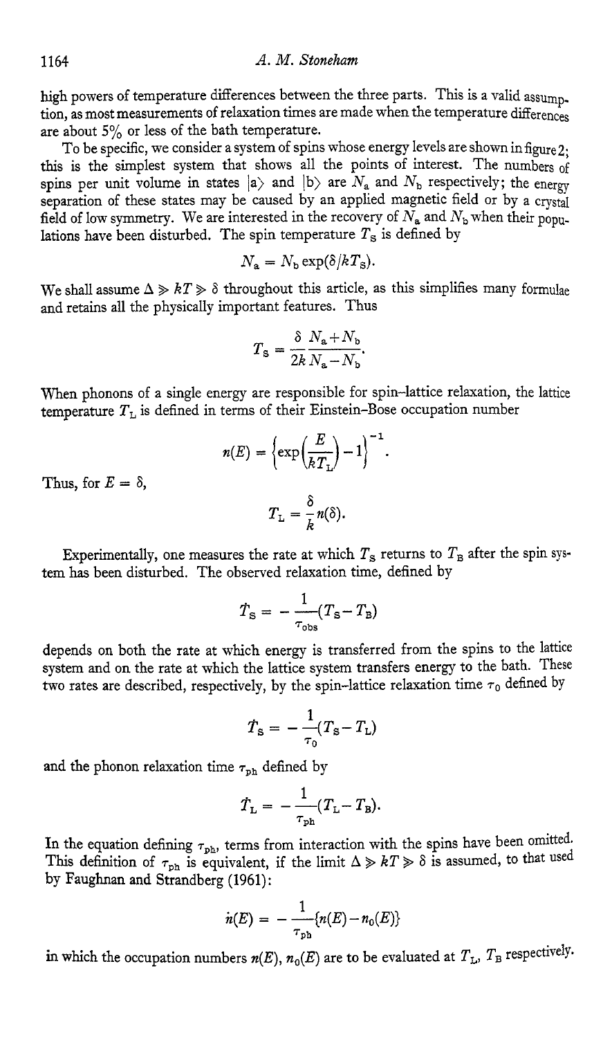high powers of temperature differences between the three parts. This is a valid assumption, as most measurements of relaxation times are made when the temperature differences are about 5% or less of the bath temperature.

To be specific, we consider a system of spins whose energy levels are shown in figure 2; this is the simplest system that shows all the points of interest. The numbers of spins per unit volume in states $|a\rangle$ and $|b\rangle$ are $N_a$ and $N_b$ respectively; the energy separation of these states may be caused by an applied magnetic field or by a crystal field of low symmetry. We are interested in the recovery of $N_a$ and $N_b$ when their populations have been disturbed. The spin temperature $T_S$ is defined by

$$N_a = N_b \exp(\delta/kT_S).$$

We shall assume $\Delta \gg kT \gg \delta$ throughout this article, as this simplifies many formulae and retains all the physically important features. Thus

$$T_S = \frac{\delta}{2k}\frac{N_a + N_b}{N_a - N_b}.$$

When phonons of a single energy are responsible for spin–lattice relaxation, the lattice temperature $T_L$ is defined in terms of their Einstein–Bose occupation number

$$n(E) = \left\{\exp\left(\frac{E}{kT_L}\right) - 1\right\}^{-1}.$$

Thus, for $E = \delta$,

$$T_L = \frac{\delta}{k} n(\delta).$$

Experimentally, one measures the rate at which $T_S$ returns to $T_B$ after the spin system has been disturbed. The observed relaxation time, defined by

$$\dot{T}_S = -\frac{1}{\tau_{obs}}(T_S - T_B)$$

depends on both the rate at which energy is transferred from the spins to the lattice system and on the rate at which the lattice system transfers energy to the bath. These two rates are described, respectively, by the spin–lattice relaxation time $\tau_0$ defined by

$$\dot{T}_S = -\frac{1}{\tau_0}(T_S - T_L)$$

and the phonon relaxation time $\tau_{ph}$ defined by

$$\dot{T}_L = -\frac{1}{\tau_{ph}}(T_L - T_B).$$

In the equation defining $\tau_{ph}$, terms from interaction with the spins have been omitted. This definition of $\tau_{ph}$ is equivalent, if the limit $\Delta \gg kT \gg \delta$ is assumed, to that used by Faughnan and Strandberg (1961):

$$\dot{n}(E) = -\frac{1}{\tau_{ph}}\{n(E) - n_0(E)\}$$

in which the occupation numbers $n(E)$, $n_0(E)$ are to be evaluated at $T_L$, $T_B$ respectively.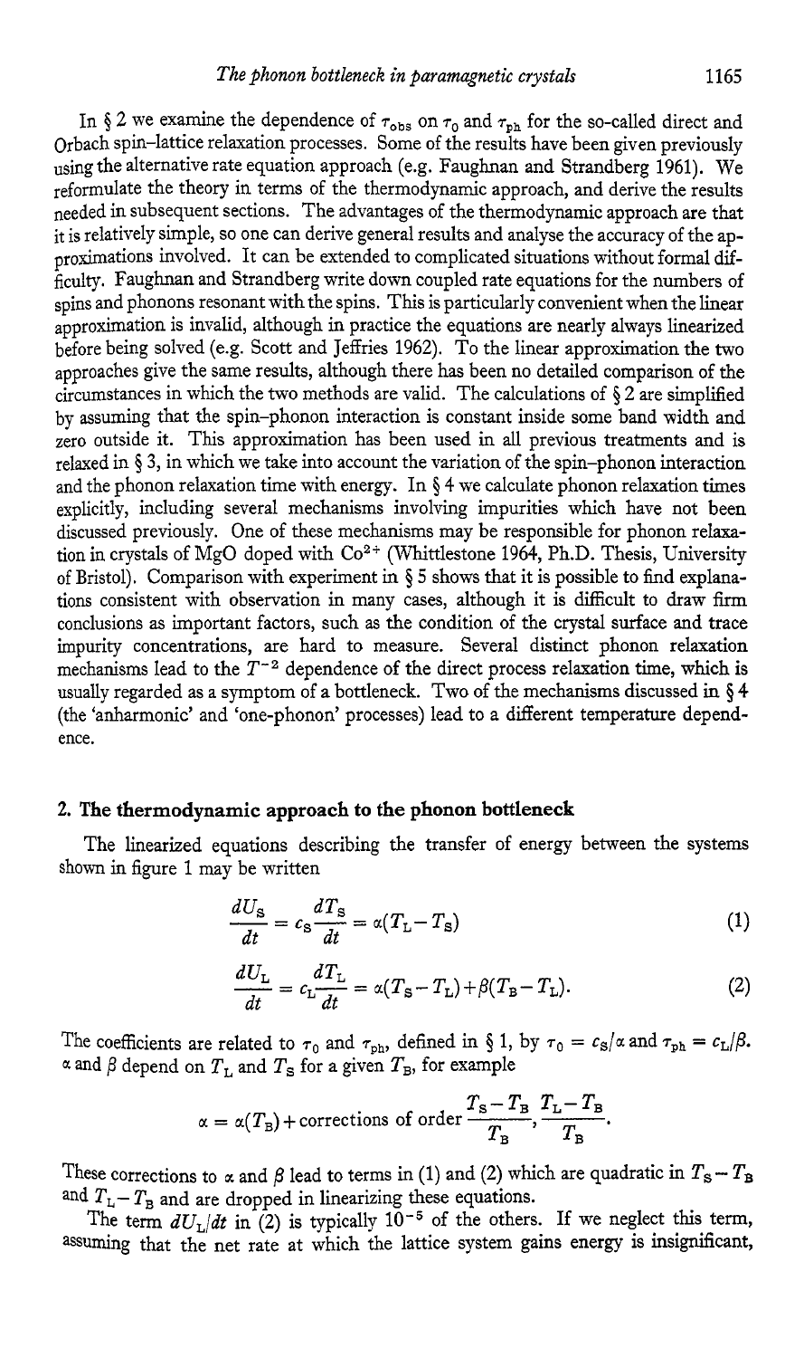In § 2 we examine the dependence of $\tau_{obs}$ on $\tau_0$ and $\tau_{ph}$ for the so-called direct and Orbach spin–lattice relaxation processes. Some of the results have been given previously using the alternative rate equation approach (e.g. Faughnan and Strandberg 1961). We reformulate the theory in terms of the thermodynamic approach, and derive the results needed in subsequent sections. The advantages of the thermodynamic approach are that it is relatively simple, so one can derive general results and analyse the accuracy of the approximations involved. It can be extended to complicated situations without formal difficulty. Faughnan and Strandberg write down coupled rate equations for the numbers of spins and phonons resonant with the spins. This is particularly convenient when the linear approximation is invalid, although in practice the equations are nearly always linearized before being solved (e.g. Scott and Jeffries 1962). To the linear approximation the two approaches give the same results, although there has been no detailed comparison of the circumstances in which the two methods are valid. The calculations of § 2 are simplified by assuming that the spin–phonon interaction is constant inside some band width and zero outside it. This approximation has been used in all previous treatments and is relaxed in § 3, in which we take into account the variation of the spin–phonon interaction and the phonon relaxation time with energy. In § 4 we calculate phonon relaxation times explicitly, including several mechanisms involving impurities which have not been discussed previously. One of these mechanisms may be responsible for phonon relaxation in crystals of MgO doped with $Co^{2+}$ (Whittlestone 1964, Ph.D. Thesis, University of Bristol). Comparison with experiment in § 5 shows that it is possible to find explanations consistent with observation in many cases, although it is difficult to draw firm conclusions as important factors, such as the condition of the crystal surface and trace impurity concentrations, are hard to measure. Several distinct phonon relaxation mechanisms lead to the $T^{-2}$ dependence of the direct process relaxation time, which is usually regarded as a symptom of a bottleneck. Two of the mechanisms discussed in § 4 (the 'anharmonic' and 'one-phonon' processes) lead to a different temperature dependence.

## 2. The thermodynamic approach to the phonon bottleneck

The linearized equations describing the transfer of energy between the systems shown in figure 1 may be written

$$\frac{dU_S}{dt} = c_S \frac{dT_S}{dt} = \alpha(T_L - T_S) \tag{1}$$

$$\frac{dU_L}{dt} = c_L \frac{dT_L}{dt} = \alpha(T_S - T_L) + \beta(T_B - T_L). \tag{2}$$

The coefficients are related to $\tau_0$ and $\tau_{ph}$, defined in § 1, by $\tau_0 = c_S/\alpha$ and $\tau_{ph} = c_L/\beta$. $\alpha$ and $\beta$ depend on $T_L$ and $T_S$ for a given $T_B$, for example

$$\alpha = \alpha(T_B) + \text{corrections of order } \frac{T_S - T_B}{T_B}, \frac{T_L - T_B}{T_B}.$$

These corrections to $\alpha$ and $\beta$ lead to terms in (1) and (2) which are quadratic in $T_S - T_B$ and $T_L - T_B$ and are dropped in linearizing these equations.

The term $dU_L/dt$ in (2) is typically $10^{-5}$ of the others. If we neglect this term, assuming that the net rate at which the lattice system gains energy is insignificant,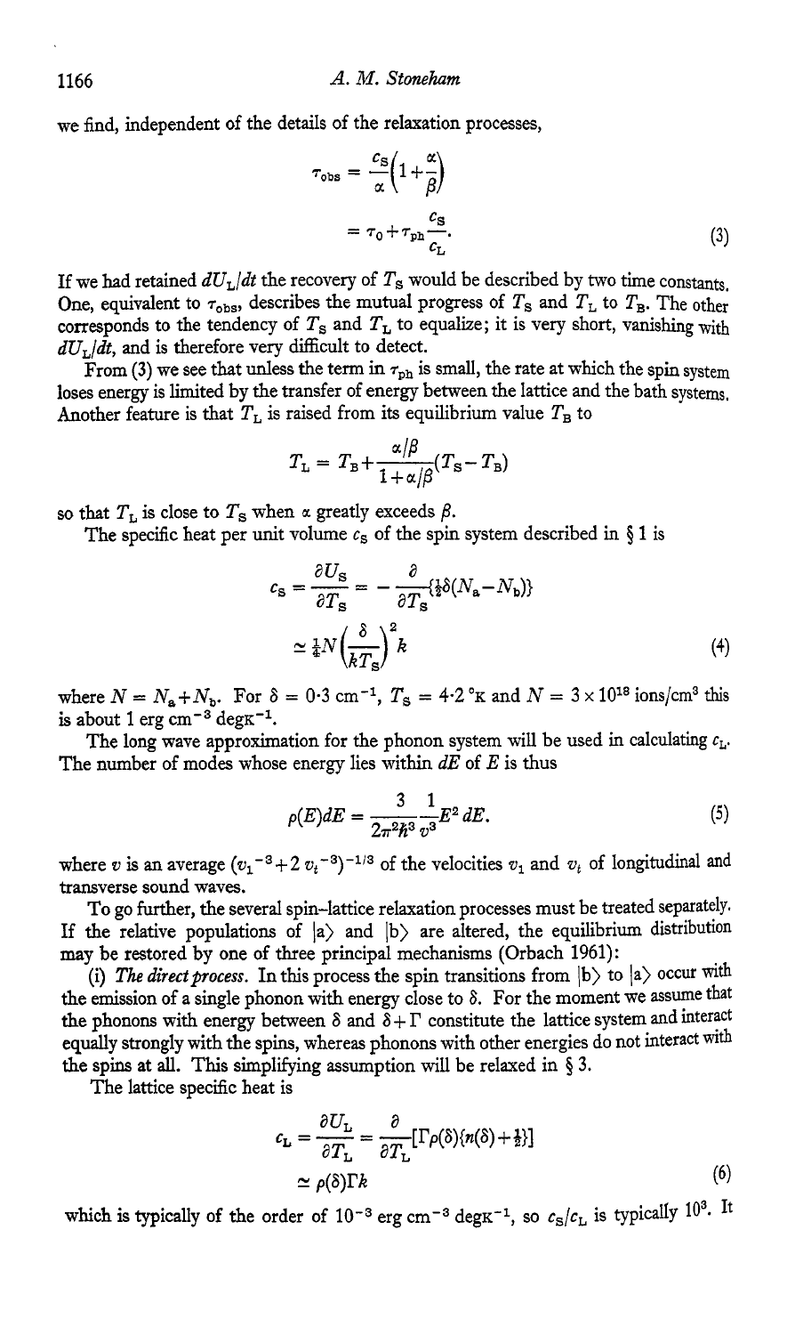we find, independent of the details of the relaxation processes,

$$\tau_{\text{obs}} = \frac{c_S}{\alpha}\left(1+\frac{\alpha}{\beta}\right)$$

$$= \tau_0 + \tau_{\text{ph}}\frac{c_S}{c_L}. \tag{3}$$

If we had retained $dU_L/dt$ the recovery of $T_S$ would be described by two time constants. One, equivalent to $\tau_{\text{obs}}$, describes the mutual progress of $T_S$ and $T_L$ to $T_B$. The other corresponds to the tendency of $T_S$ and $T_L$ to equalize; it is very short, vanishing with $dU_L/dt$, and is therefore very difficult to detect.

From (3) we see that unless the term in $\tau_{\text{ph}}$ is small, the rate at which the spin system loses energy is limited by the transfer of energy between the lattice and the bath systems. Another feature is that $T_L$ is raised from its equilibrium value $T_B$ to

$$T_L = T_B + \frac{\alpha/\beta}{1+\alpha/\beta}(T_S - T_B)$$

so that $T_L$ is close to $T_S$ when $\alpha$ greatly exceeds $\beta$.

The specific heat per unit volume $c_S$ of the spin system described in § 1 is

$$c_S = \frac{\partial U_S}{\partial T_S} = -\frac{\partial}{\partial T_S}\{\tfrac{1}{2}\delta(N_a - N_b)\}$$

$$\simeq \tfrac{1}{4}N\left(\frac{\delta}{kT_S}\right)^2 k \tag{4}$$

where $N = N_a + N_b$. For $\delta = 0{\cdot}3\ \text{cm}^{-1}$, $T_S = 4{\cdot}2\ ^\circ\text{K}$ and $N = 3\times10^{18}$ ions/cm$^3$ this is about 1 erg cm$^{-3}$ degK$^{-1}$.

The long wave approximation for the phonon system will be used in calculating $c_L$. The number of modes whose energy lies within $dE$ of $E$ is thus

$$\rho(E)dE = \frac{3}{2\pi^2\hbar^3}\frac{1}{v^3}E^2\,dE. \tag{5}$$

where $v$ is an average $(v_l^{-3} + 2\,v_t^{-3})^{-1/3}$ of the velocities $v_l$ and $v_t$ of longitudinal and transverse sound waves.

To go further, the several spin–lattice relaxation processes must be treated separately. If the relative populations of $|a\rangle$ and $|b\rangle$ are altered, the equilibrium distribution may be restored by one of three principal mechanisms (Orbach 1961):

(i) *The direct process.* In this process the spin transitions from $|b\rangle$ to $|a\rangle$ occur with the emission of a single phonon with energy close to $\delta$. For the moment we assume that the phonons with energy between $\delta$ and $\delta+\Gamma$ constitute the lattice system and interact equally strongly with the spins, whereas phonons with other energies do not interact with the spins at all. This simplifying assumption will be relaxed in § 3.

The lattice specific heat is

$$c_L = \frac{\partial U_L}{\partial T_L} = \frac{\partial}{\partial T_L}[\Gamma\rho(\delta)\{n(\delta)+\tfrac{1}{2}\}]$$

$$\simeq \rho(\delta)\Gamma k \tag{6}$$

which is typically of the order of $10^{-3}$ erg cm$^{-3}$ degK$^{-1}$, so $c_S/c_L$ is typically $10^3$. It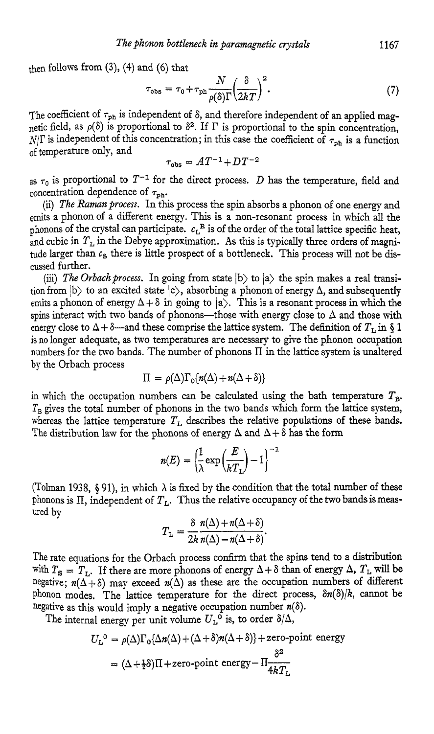then follows from (3), (4) and (6) that

$$\tau_{\text{obs}} = \tau_0 + \tau_{\text{ph}} \frac{N}{\rho(\delta)\Gamma}\left(\frac{\delta}{2kT}\right)^2. \tag{7}$$

The coefficient of $\tau_{\text{ph}}$ is independent of $\delta$, and therefore independent of an applied magnetic field, as $\rho(\delta)$ is proportional to $\delta^2$. If $\Gamma$ is proportional to the spin concentration, $N/\Gamma$ is independent of this concentration; in this case the coefficient of $\tau_{\text{ph}}$ is a function of temperature only, and

$$\tau_{\text{obs}} = AT^{-1} + DT^{-2}$$

as $\tau_0$ is proportional to $T^{-1}$ for the direct process. $D$ has the temperature, field and concentration dependence of $\tau_{\text{ph}}$.

(ii) *The Raman process.* In this process the spin absorbs a phonon of one energy and emits a phonon of a different energy. This is a non-resonant process in which all the phonons of the crystal can participate. $c_L^R$ is of the order of the total lattice specific heat, and cubic in $T_L$ in the Debye approximation. As this is typically three orders of magnitude larger than $c_S$ there is little prospect of a bottleneck. This process will not be discussed further.

(iii) *The Orbach process.* In going from state $|b\rangle$ to $|a\rangle$ the spin makes a real transition from $|b\rangle$ to an excited state $|c\rangle$, absorbing a phonon of energy $\Delta$, and subsequently emits a phonon of energy $\Delta+\delta$ in going to $|a\rangle$. This is a resonant process in which the spins interact with two bands of phonons—those with energy close to $\Delta$ and those with energy close to $\Delta+\delta$—and these comprise the lattice system. The definition of $T_L$ in § 1 is no longer adequate, as two temperatures are necessary to give the phonon occupation numbers for the two bands. The number of phonons $\Pi$ in the lattice system is unaltered by the Orbach process

$$\Pi = \rho(\Delta)\Gamma_0\{n(\Delta) + n(\Delta+\delta)\}$$

in which the occupation numbers can be calculated using the bath temperature $T_B$. $T_B$ gives the total number of phonons in the two bands which form the lattice system, whereas the lattice temperature $T_L$ describes the relative populations of these bands. The distribution law for the phonons of energy $\Delta$ and $\Delta+\delta$ has the form

$$n(E) = \left\{\frac{1}{\lambda}\exp\left(\frac{E}{kT_L}\right) - 1\right\}^{-1}$$

(Tolman 1938, § 91), in which $\lambda$ is fixed by the condition that the total number of these phonons is $\Pi$, independent of $T_L$. Thus the relative occupancy of the two bands is measured by

$$T_L = \frac{\delta}{2k}\frac{n(\Delta) + n(\Delta+\delta)}{n(\Delta) - n(\Delta+\delta)}.$$

The rate equations for the Orbach process confirm that the spins tend to a distribution with $T_S = T_L$. If there are more phonons of energy $\Delta+\delta$ than of energy $\Delta$, $T_L$ will be negative; $n(\Delta+\delta)$ may exceed $n(\Delta)$ as these are the occupation numbers of different phonon modes. The lattice temperature for the direct process, $\delta n(\delta)/k$, cannot be negative as this would imply a negative occupation number $n(\delta)$.

The internal energy per unit volume $U_L^0$ is, to order $\delta/\Delta$,

$$\begin{aligned} U_L^0 &= \rho(\Delta)\Gamma_0\{\Delta n(\Delta) + (\Delta+\delta)n(\Delta+\delta)\} + \text{zero-point energy} \\ &= (\Delta + \tfrac{1}{2}\delta)\Pi + \text{zero-point energy} - \Pi\frac{\delta^2}{4kT_L} \end{aligned}$$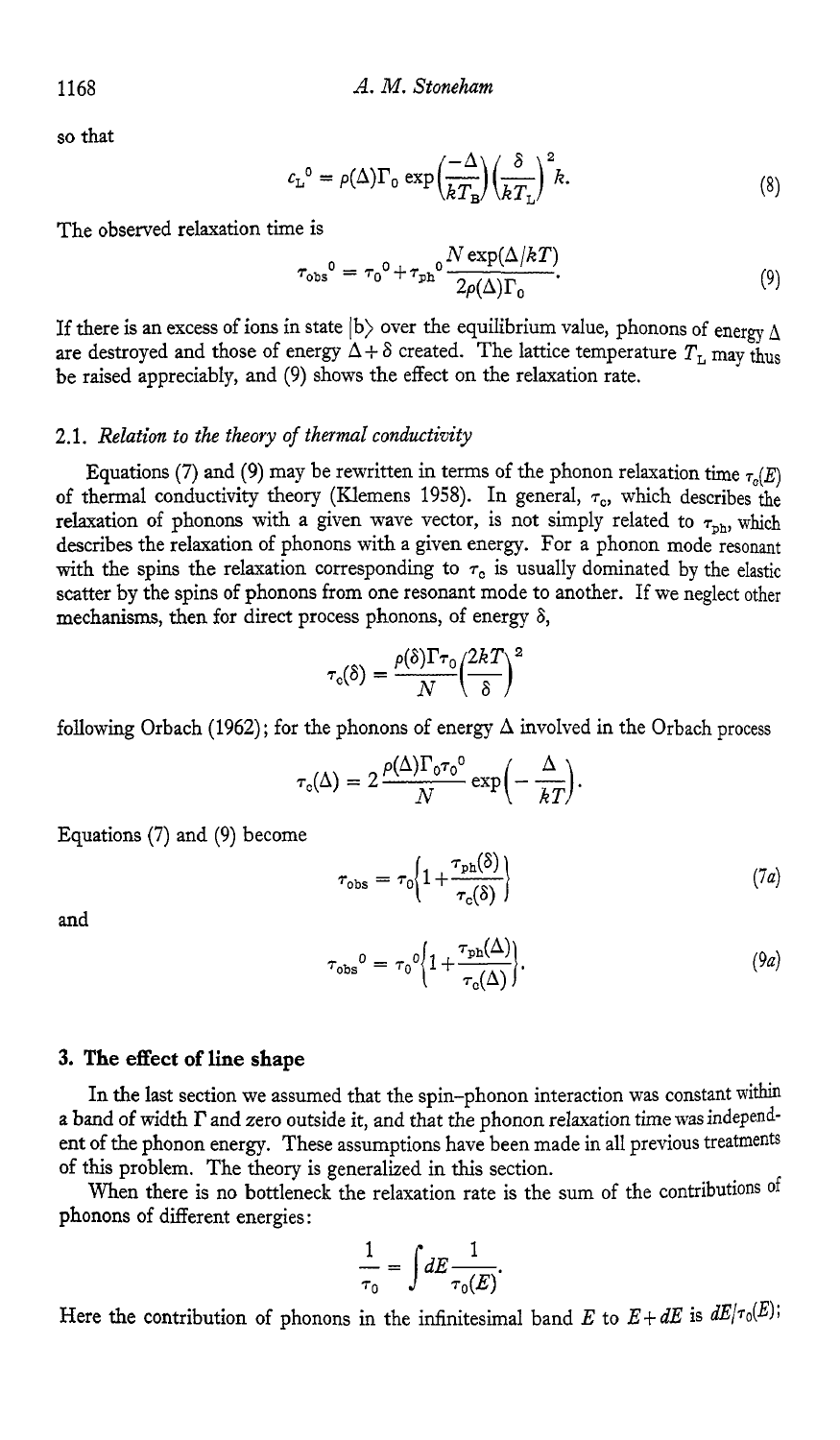so that

$$c_L{}^0 = \rho(\Delta)\Gamma_0 \exp\left(\frac{-\Delta}{kT_B}\right)\left(\frac{\delta}{kT_L}\right)^2 k. \tag{8}$$

The observed relaxation time is

$$\tau_{\text{obs}}{}^0 = \tau_0{}^0 + \tau_{\text{ph}}{}^0 \frac{N \exp(\Delta/kT)}{2\rho(\Delta)\Gamma_0}. \tag{9}$$

If there is an excess of ions in state $|b\rangle$ over the equilibrium value, phonons of energy $\Delta$ are destroyed and those of energy $\Delta + \delta$ created. The lattice temperature $T_L$ may thus be raised appreciably, and (9) shows the effect on the relaxation rate.

### 2.1. *Relation to the theory of thermal conductivity*

Equations (7) and (9) may be rewritten in terms of the phonon relaxation time $\tau_c(E)$ of thermal conductivity theory (Klemens 1958). In general, $\tau_c$, which describes the relaxation of phonons with a given wave vector, is not simply related to $\tau_{\text{ph}}$, which describes the relaxation of phonons with a given energy. For a phonon mode resonant with the spins the relaxation corresponding to $\tau_c$ is usually dominated by the elastic scatter by the spins of phonons from one resonant mode to another. If we neglect other mechanisms, then for direct process phonons, of energy $\delta$,

$$\tau_c(\delta) = \frac{\rho(\delta)\Gamma\tau_0}{N}\left(\frac{2kT}{\delta}\right)^2$$

following Orbach (1962); for the phonons of energy $\Delta$ involved in the Orbach process

$$\tau_c(\Delta) = 2\frac{\rho(\Delta)\Gamma_0\tau_0{}^0}{N}\exp\left(-\frac{\Delta}{kT}\right).$$

Equations (7) and (9) become

$$\tau_{\text{obs}} = \tau_0\left\{1 + \frac{\tau_{\text{ph}}(\delta)}{\tau_c(\delta)}\right\} \tag{7a}$$

and

$$\tau_{\text{obs}}{}^0 = \tau_0{}^0\left\{1 + \frac{\tau_{\text{ph}}(\Delta)}{\tau_c(\Delta)}\right\}. \tag{9a}$$

## 3. The effect of line shape

In the last section we assumed that the spin–phonon interaction was constant within a band of width $\Gamma$ and zero outside it, and that the phonon relaxation time was independent of the phonon energy. These assumptions have been made in all previous treatments of this problem. The theory is generalized in this section.

When there is no bottleneck the relaxation rate is the sum of the contributions of phonons of different energies:

$$\frac{1}{\tau_0} = \int dE \frac{1}{\tau_0(E)}.$$

Here the contribution of phonons in the infinitesimal band $E$ to $E + dE$ is $dE/\tau_0(E)$;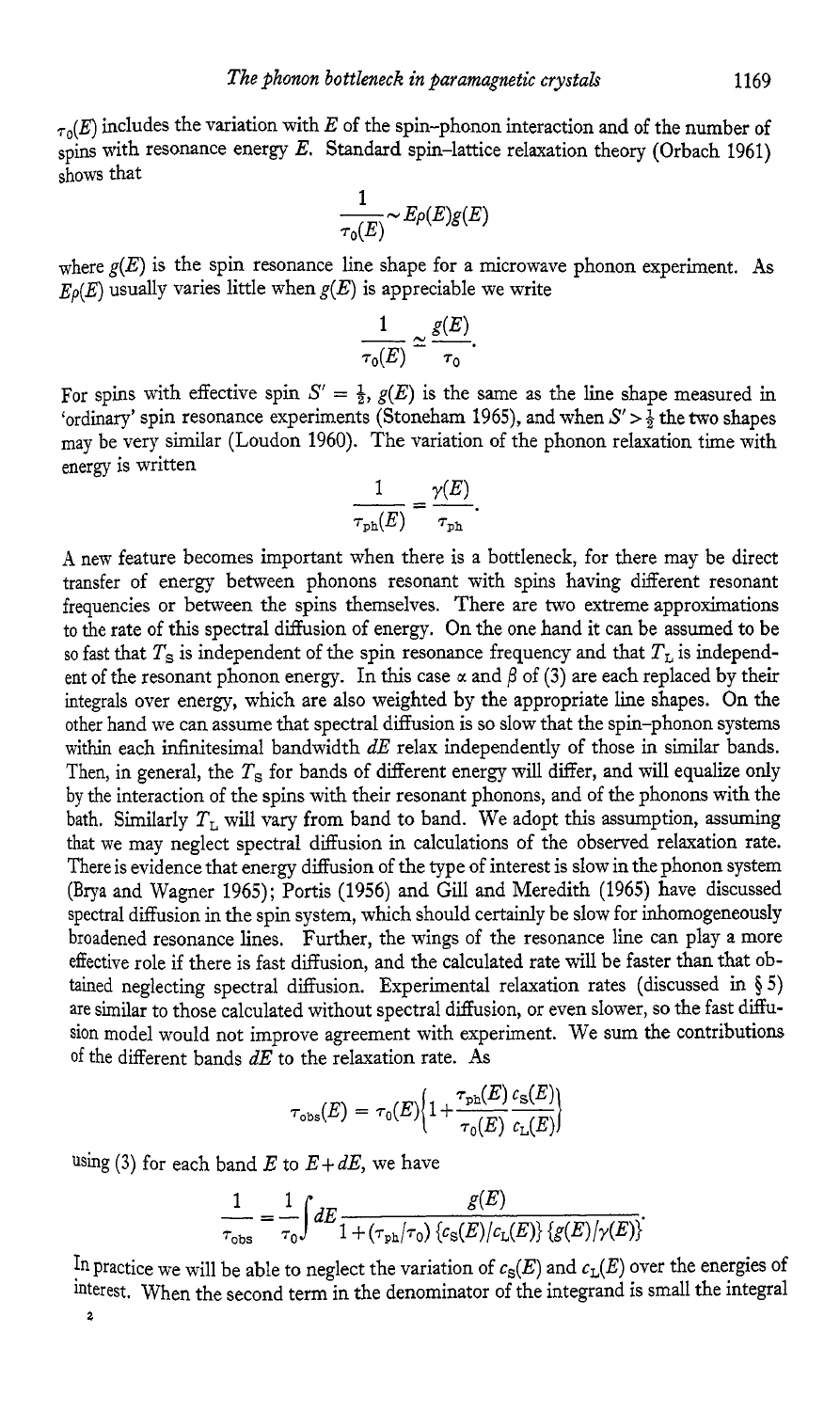$\tau_0(E)$ includes the variation with $E$ of the spin–phonon interaction and of the number of spins with resonance energy $E$. Standard spin–lattice relaxation theory (Orbach 1961) shows that

$$\frac{1}{\tau_0(E)} \sim E\rho(E)g(E)$$

where $g(E)$ is the spin resonance line shape for a microwave phonon experiment. As $E\rho(E)$ usually varies little when $g(E)$ is appreciable we write

$$\frac{1}{\tau_0(E)} \simeq \frac{g(E)}{\tau_0}.$$

For spins with effective spin $S' = \frac{1}{2}$, $g(E)$ is the same as the line shape measured in 'ordinary' spin resonance experiments (Stoneham 1965), and when $S' > \frac{1}{2}$ the two shapes may be very similar (Loudon 1960). The variation of the phonon relaxation time with energy is written

$$\frac{1}{\tau_{\mathrm{ph}}(E)} = \frac{\gamma(E)}{\tau_{\mathrm{ph}}}.$$

A new feature becomes important when there is a bottleneck, for there may be direct transfer of energy between phonons resonant with spins having different resonant frequencies or between the spins themselves. There are two extreme approximations to the rate of this spectral diffusion of energy. On the one hand it can be assumed to be so fast that $T_{\mathrm{S}}$ is independent of the spin resonance frequency and that $T_{\mathrm{L}}$ is independent of the resonant phonon energy. In this case $\alpha$ and $\beta$ of (3) are each replaced by their integrals over energy, which are also weighted by the appropriate line shapes. On the other hand we can assume that spectral diffusion is so slow that the spin–phonon systems within each infinitesimal bandwidth $dE$ relax independently of those in similar bands. Then, in general, the $T_{\mathrm{S}}$ for bands of different energy will differ, and will equalize only by the interaction of the spins with their resonant phonons, and of the phonons with the bath. Similarly $T_{\mathrm{L}}$ will vary from band to band. We adopt this assumption, assuming that we may neglect spectral diffusion in calculations of the observed relaxation rate. There is evidence that energy diffusion of the type of interest is slow in the phonon system (Brya and Wagner 1965); Portis (1956) and Gill and Meredith (1965) have discussed spectral diffusion in the spin system, which should certainly be slow for inhomogeneously broadened resonance lines. Further, the wings of the resonance line can play a more effective role if there is fast diffusion, and the calculated rate will be faster than that obtained neglecting spectral diffusion. Experimental relaxation rates (discussed in § 5) are similar to those calculated without spectral diffusion, or even slower, so the fast diffusion model would not improve agreement with experiment. We sum the contributions of the different bands $dE$ to the relaxation rate. As

$$\tau_{\mathrm{obs}}(E) = \tau_0(E)\left\{1 + \frac{\tau_{\mathrm{ph}}(E)}{\tau_0(E)}\frac{c_{\mathrm{S}}(E)}{c_{\mathrm{L}}(E)}\right\}$$

using (3) for each band $E$ to $E + dE$, we have

$$\frac{1}{\tau_{\mathrm{obs}}} = \frac{1}{\tau_0}\int dE \frac{g(E)}{1 + (\tau_{\mathrm{ph}}/\tau_0)\{c_{\mathrm{S}}(E)/c_{\mathrm{L}}(E)\}\{g(E)/\gamma(E)\}}.$$

In practice we will be able to neglect the variation of $c_{\mathrm{S}}(E)$ and $c_{\mathrm{L}}(E)$ over the energies of interest. When the second term in the denominator of the integrand is small the integral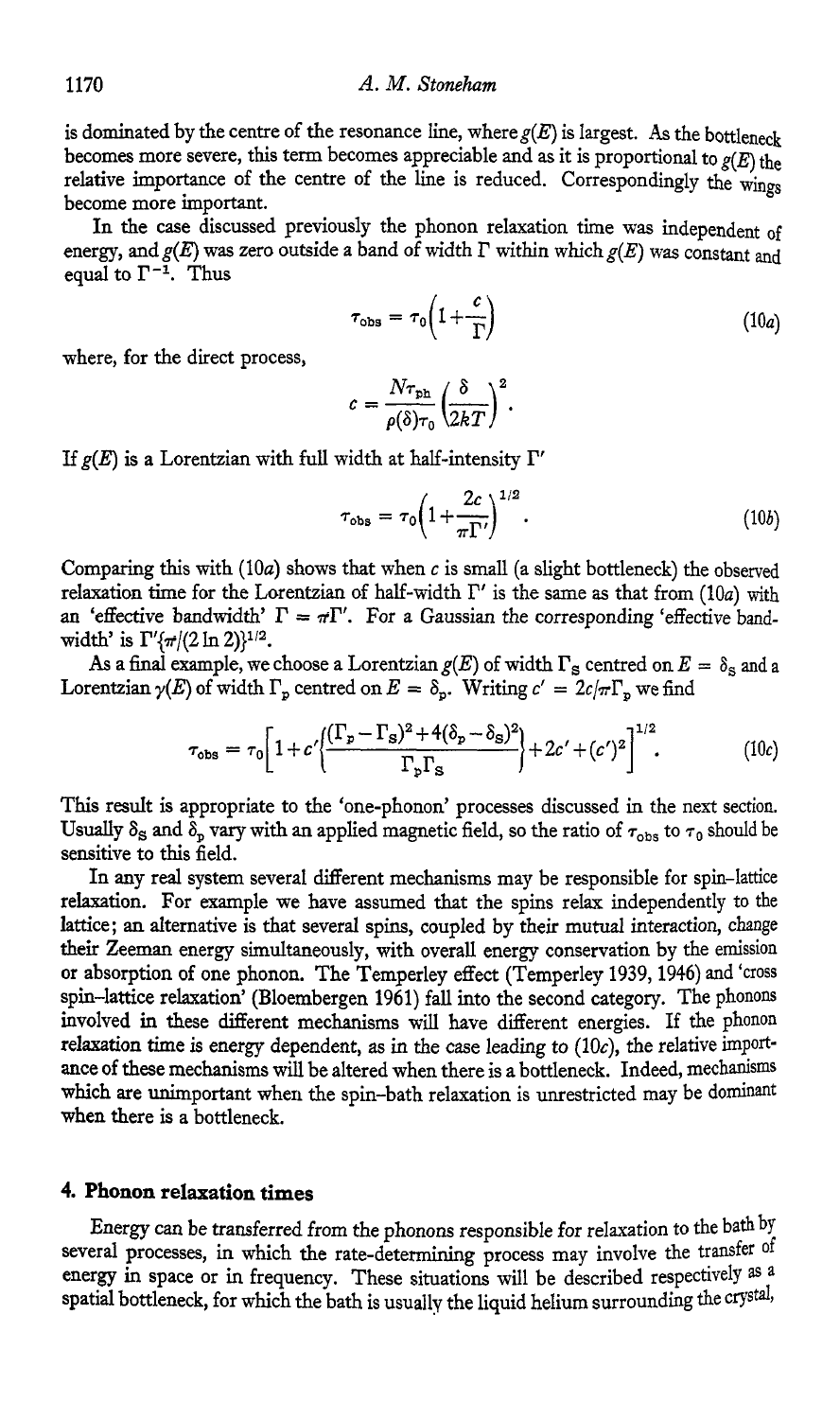is dominated by the centre of the resonance line, where $g(E)$ is largest. As the bottleneck becomes more severe, this term becomes appreciable and as it is proportional to $g(E)$ the relative importance of the centre of the line is reduced. Correspondingly the wings become more important.

In the case discussed previously the phonon relaxation time was independent of energy, and $g(E)$ was zero outside a band of width $\Gamma$ within which $g(E)$ was constant and equal to $\Gamma^{-1}$. Thus

$$\tau_{\text{obs}} = \tau_0\left(1+\frac{c}{\Gamma}\right) \tag{10a}$$

where, for the direct process,

$$c = \frac{N\tau_{\text{ph}}}{\rho(\delta)\tau_0}\left(\frac{\delta}{2kT}\right)^2.$$

If $g(E)$ is a Lorentzian with full width at half-intensity $\Gamma'$

$$\tau_{\text{obs}} = \tau_0\left(1+\frac{2c}{\pi\Gamma'}\right)^{1/2}. \tag{10b}$$

Comparing this with (10*a*) shows that when $c$ is small (a slight bottleneck) the observed relaxation time for the Lorentzian of half-width $\Gamma'$ is the same as that from (10*a*) with an 'effective bandwidth' $\Gamma = \pi\Gamma'$. For a Gaussian the corresponding 'effective bandwidth' is $\Gamma'\{\pi/(2\ln 2)\}^{1/2}$.

As a final example, we choose a Lorentzian $g(E)$ of width $\Gamma_S$ centred on $E = \delta_S$ and a Lorentzian $\gamma(E)$ of width $\Gamma_p$ centred on $E = \delta_p$. Writing $c' = 2c/\pi\Gamma_p$ we find

$$\tau_{\text{obs}} = \tau_0\left[1+c'\left\{\frac{(\Gamma_p-\Gamma_S)^2+4(\delta_p-\delta_S)^2}{\Gamma_p\Gamma_S}\right\}+2c'+(c')^2\right]^{1/2}. \tag{10c}$$

This result is appropriate to the 'one-phonon' processes discussed in the next section. Usually $\delta_S$ and $\delta_p$ vary with an applied magnetic field, so the ratio of $\tau_{\text{obs}}$ to $\tau_0$ should be sensitive to this field.

In any real system several different mechanisms may be responsible for spin-lattice relaxation. For example we have assumed that the spins relax independently to the lattice; an alternative is that several spins, coupled by their mutual interaction, change their Zeeman energy simultaneously, with overall energy conservation by the emission or absorption of one phonon. The Temperley effect (Temperley 1939, 1946) and 'cross spin-lattice relaxation' (Bloembergen 1961) fall into the second category. The phonons involved in these different mechanisms will have different energies. If the phonon relaxation time is energy dependent, as in the case leading to (10*c*), the relative importance of these mechanisms will be altered when there is a bottleneck. Indeed, mechanisms which are unimportant when the spin-bath relaxation is unrestricted may be dominant when there is a bottleneck.

## 4. Phonon relaxation times

Energy can be transferred from the phonons responsible for relaxation to the bath by several processes, in which the rate-determining process may involve the transfer of energy in space or in frequency. These situations will be described respectively as a spatial bottleneck, for which the bath is usually the liquid helium surrounding the crystal,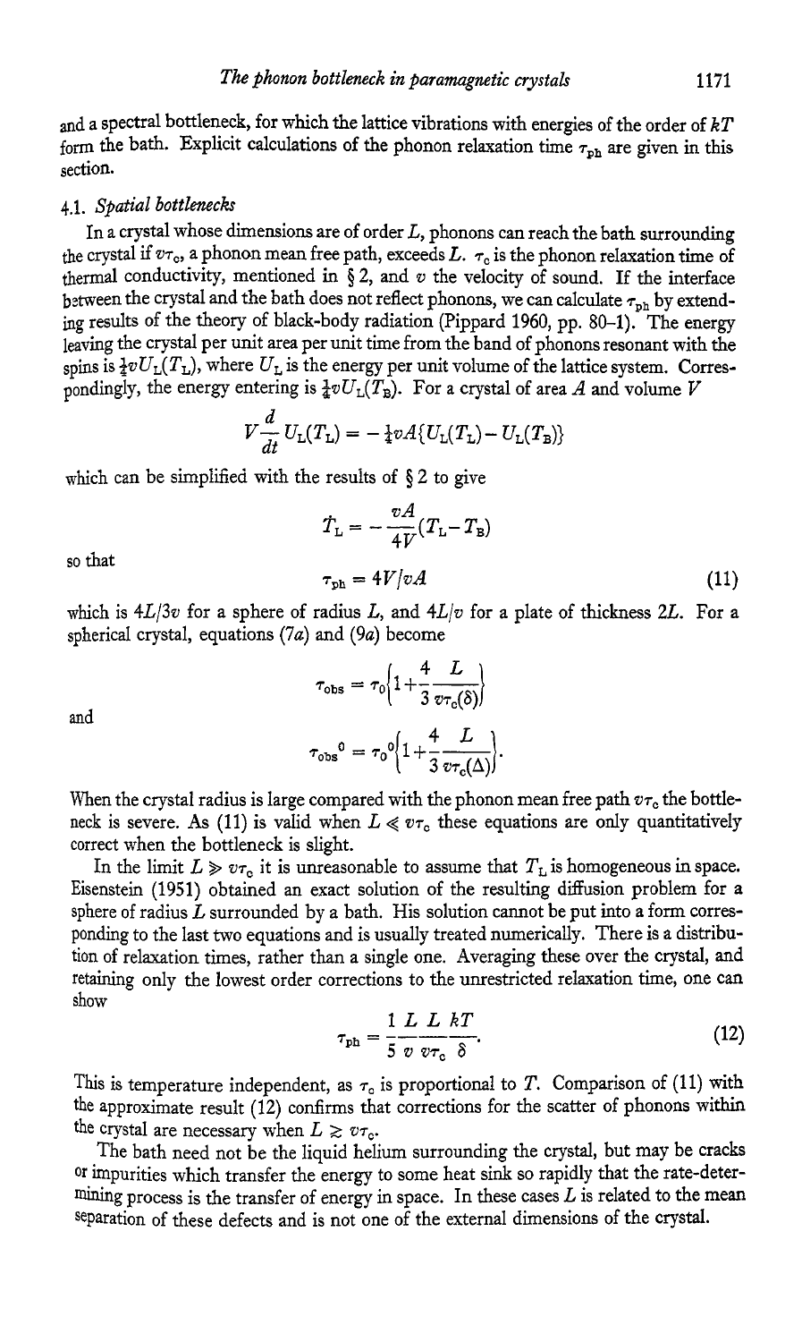and a spectral bottleneck, for which the lattice vibrations with energies of the order of $kT$ form the bath. Explicit calculations of the phonon relaxation time $\tau_{ph}$ are given in this section.

### 4.1. *Spatial bottlenecks*

In a crystal whose dimensions are of order $L$, phonons can reach the bath surrounding the crystal if $v\tau_c$, a phonon mean free path, exceeds $L$. $\tau_c$ is the phonon relaxation time of thermal conductivity, mentioned in § 2, and $v$ the velocity of sound. If the interface between the crystal and the bath does not reflect phonons, we can calculate $\tau_{ph}$ by extending results of the theory of black-body radiation (Pippard 1960, pp. 80–1). The energy leaving the crystal per unit area per unit time from the band of phonons resonant with the spins is $\frac{1}{4}vU_L(T_L)$, where $U_L$ is the energy per unit volume of the lattice system. Correspondingly, the energy entering is $\frac{1}{4}vU_L(T_B)$. For a crystal of area $A$ and volume $V$

$$V\frac{d}{dt}U_L(T_L) = -\tfrac{1}{4}vA\{U_L(T_L)-U_L(T_B)\}$$

which can be simplified with the results of § 2 to give

$$\dot{T}_L = -\frac{vA}{4V}(T_L - T_B)$$

so that

$$\tau_{ph} = 4V/vA \tag{11}$$

which is $4L/3v$ for a sphere of radius $L$, and $4L/v$ for a plate of thickness $2L$. For a spherical crystal, equations (7*a*) and (9*a*) become

$$\tau_{obs} = \tau_0\left\{1+\frac{4}{3}\frac{L}{v\tau_c(\delta)}\right\}$$

and

$$\tau_{obs}{}^0 = \tau_0{}^0\left\{1+\frac{4}{3}\frac{L}{v\tau_c(\Delta)}\right\}.$$

When the crystal radius is large compared with the phonon mean free path $v\tau_c$ the bottleneck is severe. As (11) is valid when $L \ll v\tau_c$ these equations are only quantitatively correct when the bottleneck is slight.

In the limit $L \gg v\tau_c$ it is unreasonable to assume that $T_L$ is homogeneous in space. Eisenstein (1951) obtained an exact solution of the resulting diffusion problem for a sphere of radius $L$ surrounded by a bath. His solution cannot be put into a form corresponding to the last two equations and is usually treated numerically. There is a distribution of relaxation times, rather than a single one. Averaging these over the crystal, and retaining only the lowest order corrections to the unrestricted relaxation time, one can show

$$\tau_{ph} = \frac{1}{5}\frac{L}{v}\frac{L}{v\tau_c}\frac{kT}{\delta}. \tag{12}$$

This is temperature independent, as $\tau_c$ is proportional to $T$. Comparison of (11) with the approximate result (12) confirms that corrections for the scatter of phonons within the crystal are necessary when $L \gtrsim v\tau_c$.

The bath need not be the liquid helium surrounding the crystal, but may be cracks or impurities which transfer the energy to some heat sink so rapidly that the rate-determining process is the transfer of energy in space. In these cases $L$ is related to the mean separation of these defects and is not one of the external dimensions of the crystal.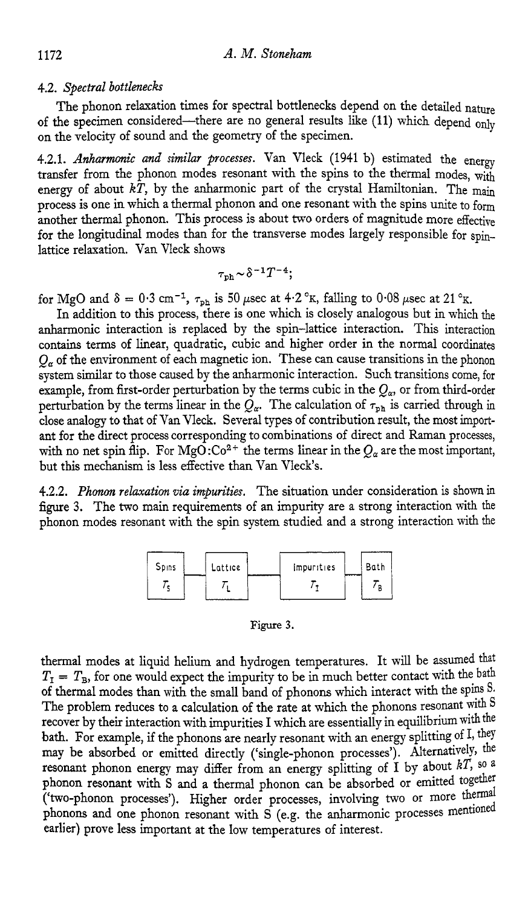### 4.2. *Spectral bottlenecks*

The phonon relaxation times for spectral bottlenecks depend on the detailed nature of the specimen considered—there are no general results like (11) which depend only on the velocity of sound and the geometry of the specimen.

#### 4.2.1. *Anharmonic and similar processes.*

Van Vleck (1941 b) estimated the energy transfer from the phonon modes resonant with the spins to the thermal modes, with energy of about $kT$, by the anharmonic part of the crystal Hamiltonian. The main process is one in which a thermal phonon and one resonant with the spins unite to form another thermal phonon. This process is about two orders of magnitude more effective for the longitudinal modes than for the transverse modes largely responsible for spin–lattice relaxation. Van Vleck shows

$$\tau_{\mathrm{ph}} \sim \delta^{-1} T^{-4};$$

for MgO and $\delta = 0{\cdot}3\ \mathrm{cm}^{-1}$, $\tau_{\mathrm{ph}}$ is 50 $\mu$sec at 4·2 °K, falling to 0·08 $\mu$sec at 21 °K.

In addition to this process, there is one which is closely analogous but in which the anharmonic interaction is replaced by the spin–lattice interaction. This interaction contains terms of linear, quadratic, cubic and higher order in the normal coordinates $Q_\alpha$ of the environment of each magnetic ion. These can cause transitions in the phonon system similar to those caused by the anharmonic interaction. Such transitions come, for example, from first-order perturbation by the terms cubic in the $Q_\alpha$, or from third-order perturbation by the terms linear in the $Q_\alpha$. The calculation of $\tau_{\mathrm{ph}}$ is carried through in close analogy to that of Van Vleck. Several types of contribution result, the most important for the direct process corresponding to combinations of direct and Raman processes, with no net spin flip. For MgO:$Co^{2+}$ the terms linear in the $Q_\alpha$ are the most important, but this mechanism is less effective than Van Vleck's.

#### 4.2.2. *Phonon relaxation via impurities.*

The situation under consideration is shown in figure 3. The two main requirements of an impurity are a strong interaction with the phonon modes resonant with the spin system studied and a strong interaction with the

Spins $T_S$ — Lattice $T_L$ — Impurities $T_I$ — Bath $T_B$

Figure 3.

thermal modes at liquid helium and hydrogen temperatures. It will be assumed that $T_I = T_B$, for one would expect the impurity to be in much better contact with the bath of thermal modes than with the small band of phonons which interact with the spins S. The problem reduces to a calculation of the rate at which the phonons resonant with S recover by their interaction with impurities I which are essentially in equilibrium with the bath. For example, if the phonons are nearly resonant with an energy splitting of I, they may be absorbed or emitted directly ('single-phonon processes'). Alternatively, the resonant phonon energy may differ from an energy splitting of I by about $kT$, so a phonon resonant with S and a thermal phonon can be absorbed or emitted together ('two-phonon processes'). Higher order processes, involving two or more thermal phonons and one phonon resonant with S (e.g. the anharmonic processes mentioned earlier) prove less important at the low temperatures of interest.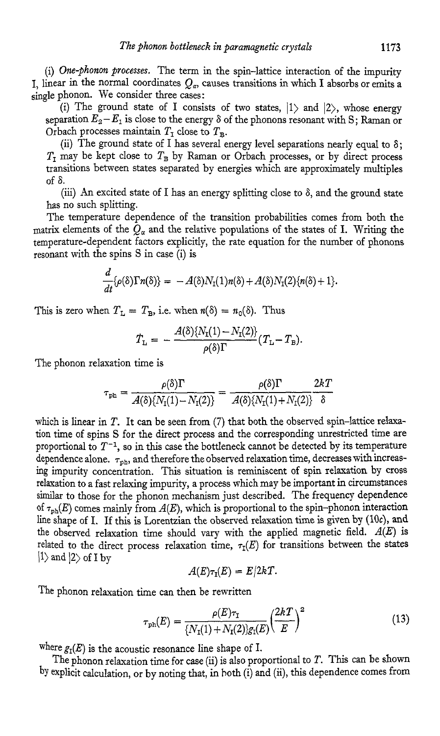(i) *One-phonon processes.* The term in the spin–lattice interaction of the impurity I, linear in the normal coordinates $Q_\alpha$, causes transitions in which I absorbs or emits a single phonon. We consider three cases:

(i) The ground state of I consists of two states, $|1\rangle$ and $|2\rangle$, whose energy separation $E_2 - E_1$ is close to the energy $\delta$ of the phonons resonant with S; Raman or Orbach processes maintain $T_\mathrm{I}$ close to $T_\mathrm{B}$.

(ii) The ground state of I has several energy level separations nearly equal to $\delta$; $T_\mathrm{I}$ may be kept close to $T_\mathrm{B}$ by Raman or Orbach processes, or by direct process transitions between states separated by energies which are approximately multiples of $\delta$.

(iii) An excited state of I has an energy splitting close to $\delta$, and the ground state has no such splitting.

The temperature dependence of the transition probabilities comes from both the matrix elements of the $Q_\alpha$ and the relative populations of the states of I. Writing the temperature-dependent factors explicitly, the rate equation for the number of phonons resonant with the spins S in case (i) is

$$\frac{d}{dt}\{\rho(\delta)\Gamma n(\delta)\} = -A(\delta)N_\mathrm{I}(1)n(\delta) + A(\delta)N_\mathrm{I}(2)\{n(\delta)+1\}.$$

This is zero when $T_\mathrm{L} = T_\mathrm{B}$, i.e. when $n(\delta) = n_0(\delta)$. Thus

$$\dot{T}_\mathrm{L} = -\frac{A(\delta)\{N_\mathrm{I}(1) - N_\mathrm{I}(2)\}}{\rho(\delta)\Gamma}(T_\mathrm{L} - T_\mathrm{B}).$$

The phonon relaxation time is

$$\tau_\mathrm{ph} = \frac{\rho(\delta)\Gamma}{A(\delta)\{N_\mathrm{I}(1) - N_\mathrm{I}(2)\}} = \frac{\rho(\delta)\Gamma}{A(\delta)\{N_\mathrm{I}(1) + N_\mathrm{I}(2)\}}\frac{2kT}{\delta}$$

which is linear in $T$. It can be seen from (7) that both the observed spin–lattice relaxation time of spins S for the direct process and the corresponding unrestricted time are proportional to $T^{-1}$, so in this case the bottleneck cannot be detected by its temperature dependence alone. $\tau_\mathrm{ph}$, and therefore the observed relaxation time, decreases with increasing impurity concentration. This situation is reminiscent of spin relaxation by cross relaxation to a fast relaxing impurity, a process which may be important in circumstances similar to those for the phonon mechanism just described. The frequency dependence of $\tau_\mathrm{ph}(E)$ comes mainly from $A(E)$, which is proportional to the spin–phonon interaction line shape of I. If this is Lorentzian the observed relaxation time is given by (10*c*), and the observed relaxation time should vary with the applied magnetic field. $A(E)$ is related to the direct process relaxation time, $\tau_\mathrm{I}(E)$ for transitions between the states $|1\rangle$ and $|2\rangle$ of I by

$$A(E)\tau_\mathrm{I}(E) = E/2kT.$$

The phonon relaxation time can then be rewritten

$$\tau_\mathrm{ph}(E) = \frac{\rho(E)\tau_\mathrm{I}}{\{N_\mathrm{I}(1)+N_\mathrm{I}(2)\}g_\mathrm{I}(E)}\left(\frac{2kT}{E}\right)^2 \tag{13}$$

where $g_\mathrm{I}(E)$ is the acoustic resonance line shape of I.

The phonon relaxation time for case (ii) is also proportional to $T$. This can be shown by explicit calculation, or by noting that, in both (i) and (ii), this dependence comes from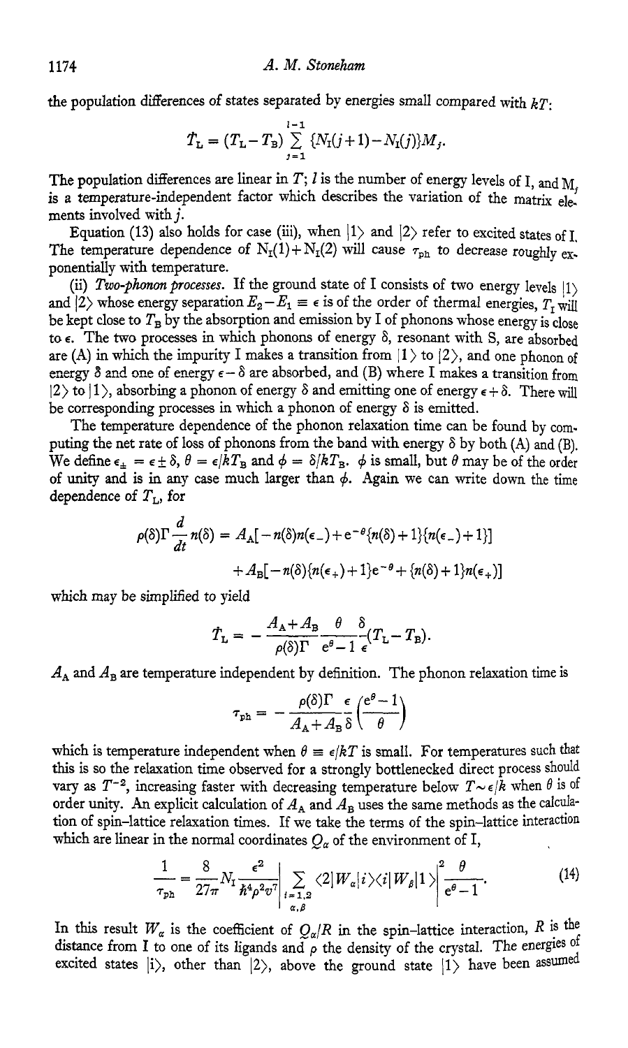the population differences of states separated by energies small compared with $kT$:

$$\dot{T}_L = (T_L - T_B) \sum_{j=1}^{l-1} \{N_I(j+1) - N_I(j)\} M_j.$$

The population differences are linear in $T$; $l$ is the number of energy levels of I, and $M_j$ is a temperature-independent factor which describes the variation of the matrix elements involved with $j$.

Equation (13) also holds for case (iii), when $|1\rangle$ and $|2\rangle$ refer to excited states of I. The temperature dependence of $N_I(1) + N_I(2)$ will cause $\tau_{ph}$ to decrease roughly exponentially with temperature.

(ii) *Two-phonon processes.* If the ground state of I consists of two energy levels $|1\rangle$ and $|2\rangle$ whose energy separation $E_2 - E_1 \equiv \epsilon$ is of the order of thermal energies, $T_I$ will be kept close to $T_B$ by the absorption and emission by I of phonons whose energy is close to $\epsilon$. The two processes in which phonons of energy $\delta$, resonant with S, are absorbed are (A) in which the impurity I makes a transition from $|1\rangle$ to $|2\rangle$, and one phonon of energy $\delta$ and one of energy $\epsilon - \delta$ are absorbed, and (B) where I makes a transition from $|2\rangle$ to $|1\rangle$, absorbing a phonon of energy $\delta$ and emitting one of energy $\epsilon + \delta$. There will be corresponding processes in which a phonon of energy $\delta$ is emitted.

The temperature dependence of the phonon relaxation time can be found by computing the net rate of loss of phonons from the band with energy $\delta$ by both (A) and (B). We define $\epsilon_\pm = \epsilon \pm \delta$, $\theta = \epsilon/kT_B$ and $\phi = \delta/kT_B$. $\phi$ is small, but $\theta$ may be of the order of unity and is in any case much larger than $\phi$. Again we can write down the time dependence of $T_L$, for

$$\rho(\delta)\Gamma \frac{d}{dt} n(\delta) = A_A[-n(\delta)n(\epsilon_-) + e^{-\theta}\{n(\delta)+1\}\{n(\epsilon_-)+1\}] + A_B[-n(\delta)\{n(\epsilon_+)+1\}e^{-\theta} + \{n(\delta)+1\}n(\epsilon_+)]$$

which may be simplified to yield

$$\dot{T}_L = -\frac{A_A + A_B}{\rho(\delta)\Gamma} \frac{\theta}{e^\theta - 1} \frac{\delta}{\epsilon} (T_L - T_B).$$

$A_A$ and $A_B$ are temperature independent by definition. The phonon relaxation time is

$$\tau_{ph} = -\frac{\rho(\delta)\Gamma}{A_A + A_B} \frac{\epsilon}{\delta} \left( \frac{e^\theta - 1}{\theta} \right)$$

which is temperature independent when $\theta \equiv \epsilon/kT$ is small. For temperatures such that this is so the relaxation time observed for a strongly bottlenecked direct process should vary as $T^{-2}$, increasing faster with decreasing temperature below $T \sim \epsilon/k$ when $\theta$ is of order unity. An explicit calculation of $A_A$ and $A_B$ uses the same methods as the calculation of spin–lattice relaxation times. If we take the terms of the spin–lattice interaction which are linear in the normal coordinates $Q_\alpha$ of the environment of I,

$$\frac{1}{\tau_{ph}} = \frac{8}{27\pi} N_I \frac{\epsilon^2}{\hbar^4 \rho^2 v^7} \left| \sum_{\substack{i=1,2 \\ \alpha,\beta}} \langle 2|W_\alpha|i\rangle\langle i|W_\beta|1\rangle \right|^2 \frac{\theta}{e^\theta - 1}. \tag{14}$$

In this result $W_\alpha$ is the coefficient of $Q_\alpha/R$ in the spin–lattice interaction, $R$ is the distance from I to one of its ligands and $\rho$ the density of the crystal. The energies of excited states $|i\rangle$, other than $|2\rangle$, above the ground state $|1\rangle$ have been assumed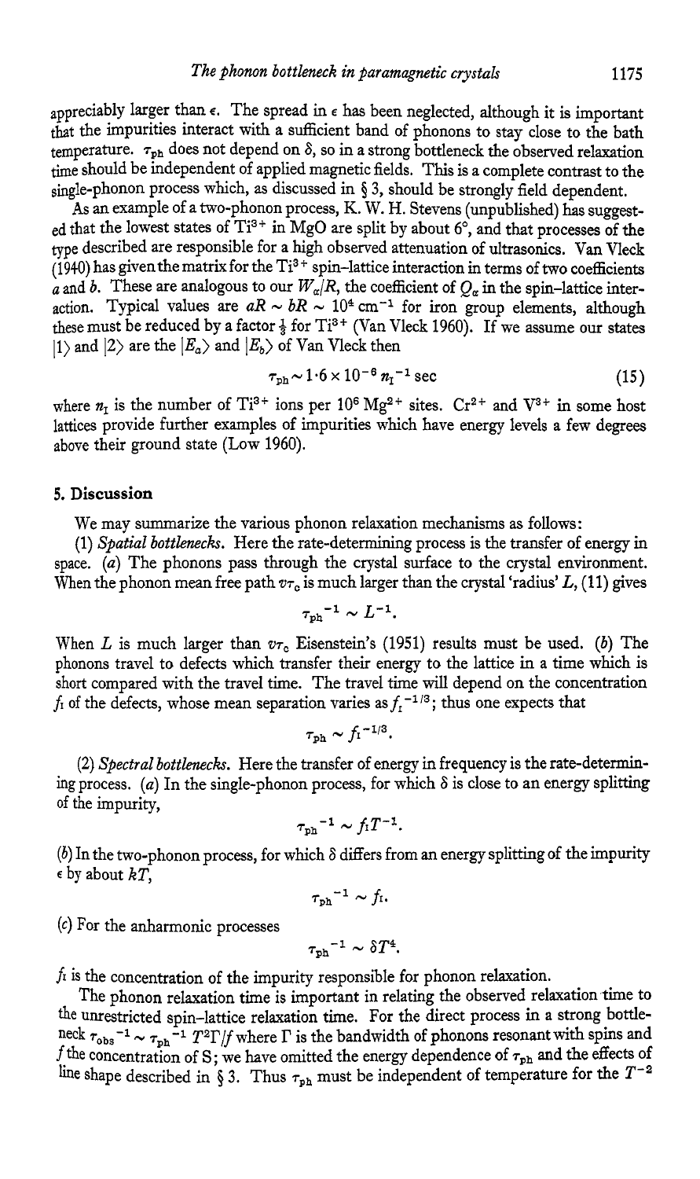appreciably larger than $\epsilon$. The spread in $\epsilon$ has been neglected, although it is important that the impurities interact with a sufficient band of phonons to stay close to the bath temperature. $\tau_{ph}$ does not depend on $\delta$, so in a strong bottleneck the observed relaxation time should be independent of applied magnetic fields. This is a complete contrast to the single-phonon process which, as discussed in § 3, should be strongly field dependent.

As an example of a two-phonon process, K. W. H. Stevens (unpublished) has suggested that the lowest states of $Ti^{3+}$ in MgO are split by about 6°, and that processes of the type described are responsible for a high observed attenuation of ultrasonics. Van Vleck (1940) has given the matrix for the $Ti^{3+}$ spin–lattice interaction in terms of two coefficients $a$ and $b$. These are analogous to our $W_\alpha/R$, the coefficient of $Q_\alpha$ in the spin–lattice interaction. Typical values are $aR \sim bR \sim 10^4\ \mathrm{cm}^{-1}$ for iron group elements, although these must be reduced by a factor $\frac{1}{3}$ for $Ti^{3+}$ (Van Vleck 1960). If we assume our states $|1\rangle$ and $|2\rangle$ are the $|E_a\rangle$ and $|E_b\rangle$ of Van Vleck then

$$\tau_{ph} \sim 1{\cdot}6 \times 10^{-6}\, n_I^{-1}\ \mathrm{sec} \tag{15}$$

where $n_I$ is the number of $Ti^{3+}$ ions per $10^6$ $Mg^{2+}$ sites. $Cr^{2+}$ and $V^{3+}$ in some host lattices provide further examples of impurities which have energy levels a few degrees above their ground state (Low 1960).

## 5. Discussion

We may summarize the various phonon relaxation mechanisms as follows:

(1) *Spatial bottlenecks*. Here the rate-determining process is the transfer of energy in space. (*a*) The phonons pass through the crystal surface to the crystal environment. When the phonon mean free path $v\tau_c$ is much larger than the crystal 'radius' $L$, (11) gives

$$\tau_{ph}^{-1} \sim L^{-1}.$$

When $L$ is much larger than $v\tau_c$ Eisenstein's (1951) results must be used. (*b*) The phonons travel to defects which transfer their energy to the lattice in a time which is short compared with the travel time. The travel time will depend on the concentration $f_I$ of the defects, whose mean separation varies as $f_I^{-1/3}$; thus one expects that

$$\tau_{ph} \sim f_I^{-1/3}.$$

(2) *Spectral bottlenecks*. Here the transfer of energy in frequency is the rate-determining process. (*a*) In the single-phonon process, for which $\delta$ is close to an energy splitting of the impurity,

$$\tau_{ph}^{-1} \sim f_I T^{-1}.$$

(*b*) In the two-phonon process, for which $\delta$ differs from an energy splitting of the impurity $\epsilon$ by about $kT$,

$$\tau_{ph}^{-1} \sim f_I.$$

(*c*) For the anharmonic processes

$$\tau_{ph}^{-1} \sim \delta T^4.$$

$f_I$ is the concentration of the impurity responsible for phonon relaxation.

The phonon relaxation time is important in relating the observed relaxation time to the unrestricted spin–lattice relaxation time. For the direct process in a strong bottleneck $\tau_{obs}^{-1} \sim \tau_{ph}^{-1}\, T^2\Gamma/f$ where $\Gamma$ is the bandwidth of phonons resonant with spins and $f$ the concentration of S; we have omitted the energy dependence of $\tau_{ph}$ and the effects of line shape described in § 3. Thus $\tau_{ph}$ must be independent of temperature for the $T^{-2}$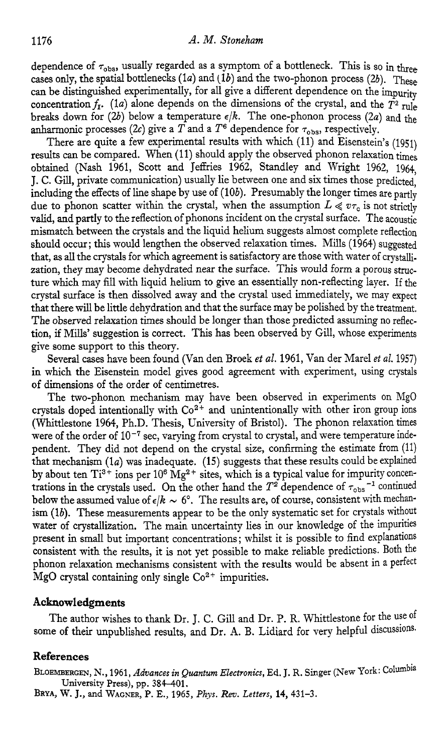dependence of $\tau_{obs}$, usually regarded as a symptom of a bottleneck. This is so in three cases only, the spatial bottlenecks (1*a*) and (1*b*) and the two-phonon process (2*b*). These can be distinguished experimentally, for all give a different dependence on the impurity concentration $f_r$. (1*a*) alone depends on the dimensions of the crystal, and the $T^2$ rule breaks down for (2*b*) below a temperature $\epsilon/k$. The one-phonon process (2*a*) and the anharmonic processes (2*c*) give a $T$ and a $T^6$ dependence for $\tau_{obs}$, respectively.

There are quite a few experimental results with which (11) and Eisenstein's (1951) results can be compared. When (11) should apply the observed phonon relaxation times obtained (Nash 1961, Scott and Jeffries 1962, Standley and Wright 1962, 1964, J. C. Gill, private communication) usually lie between one and six times those predicted, including the effects of line shape by use of (10*b*). Presumably the longer times are partly due to phonon scatter within the crystal, when the assumption $L \ll v\tau_c$ is not strictly valid, and partly to the reflection of phonons incident on the crystal surface. The acoustic mismatch between the crystals and the liquid helium suggests almost complete reflection should occur; this would lengthen the observed relaxation times. Mills (1964) suggested that, as all the crystals for which agreement is satisfactory are those with water of crystallization, they may become dehydrated near the surface. This would form a porous structure which may fill with liquid helium to give an essentially non-reflecting layer. If the crystal surface is then dissolved away and the crystal used immediately, we may expect that there will be little dehydration and that the surface may be polished by the treatment. The observed relaxation times should be longer than those predicted assuming no reflection, if Mills' suggestion is correct. This has been observed by Gill, whose experiments give some support to this theory.

Several cases have been found (Van den Broek *et al.* 1961, Van der Marel *et al.* 1957) in which the Eisenstein model gives good agreement with experiment, using crystals of dimensions of the order of centimetres.

The two-phonon mechanism may have been observed in experiments on MgO crystals doped intentionally with $Co^{2+}$ and unintentionally with other iron group ions (Whittlestone 1964, Ph.D. Thesis, University of Bristol). The phonon relaxation times were of the order of $10^{-7}$ sec, varying from crystal to crystal, and were temperature independent. They did not depend on the crystal size, confirming the estimate from (11) that mechanism (1*a*) was inadequate. (15) suggests that these results could be explained by about ten $Ti^{3+}$ ions per $10^6$ $Mg^{2+}$ sites, which is a typical value for impurity concentrations in the crystals used. On the other hand the $T^2$ dependence of $\tau_{obs}^{-1}$ continued below the assumed value of $\epsilon/k \sim 6°$. The results are, of course, consistent with mechanism (1*b*). These measurements appear to be the only systematic set for crystals without water of crystallization. The main uncertainty lies in our knowledge of the impurities present in small but important concentrations; whilst it is possible to find explanations consistent with the results, it is not yet possible to make reliable predictions. Both the phonon relaxation mechanisms consistent with the results would be absent in a perfect MgO crystal containing only single $Co^{2+}$ impurities.

## Acknowledgments

The author wishes to thank Dr. J. C. Gill and Dr. P. R. Whittlestone for the use of some of their unpublished results, and Dr. A. B. Lidiard for very helpful discussions.

## References

BLOEMBERGEN, N., 1961, *Advances in Quantum Electronics*, Ed. J. R. Singer (New York: Columbia University Press), pp. 384–401.

BRYA, W. J., and WAGNER, P. E., 1965, *Phys. Rev. Letters*, **14**, 431–3.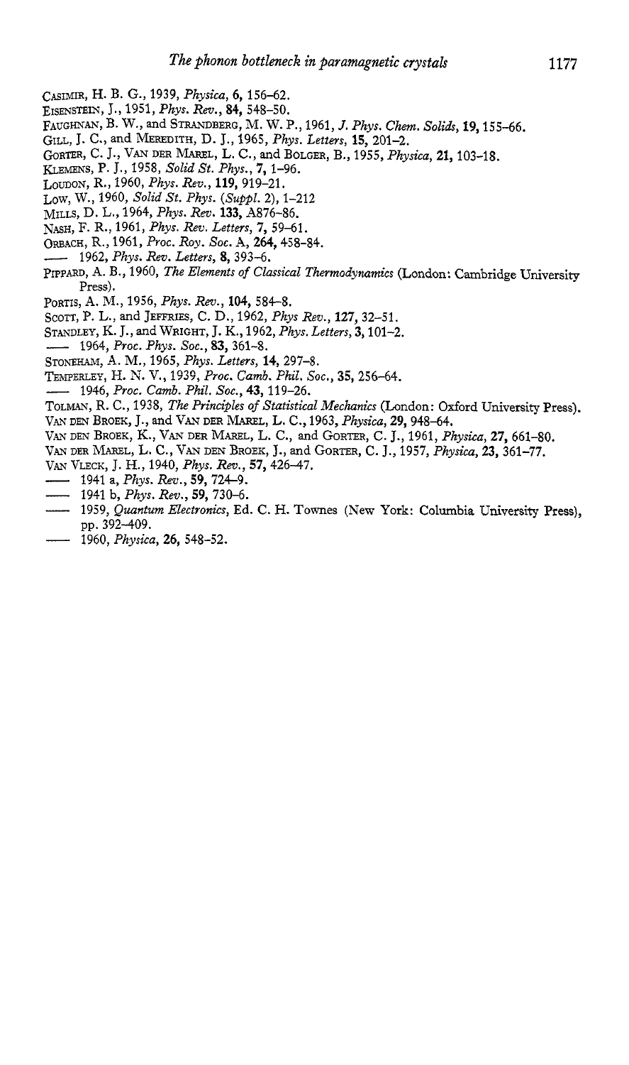CASIMIR, H. B. G., 1939, *Physica*, **6**, 156–62.
EISENSTEIN, J., 1951, *Phys. Rev.*, **84**, 548–50.
FAUGHNAN, B. W., and STRANDBERG, M. W. P., 1961, *J. Phys. Chem. Solids*, **19**, 155–66.
GILL, J. C., and MEREDITH, D. J., 1965, *Phys. Letters*, **15**, 201–2.
GORTER, C. J., VAN DER MAREL, L. C., and BOLGER, B., 1955, *Physica*, **21**, 103–18.
KLEMENS, P. J., 1958, *Solid St. Phys.*, **7**, 1–96.
LOUDON, R., 1960, *Phys. Rev.*, **119**, 919–21.
LOW, W., 1960, *Solid St. Phys.* (*Suppl.* 2), 1–212
MILLS, D. L., 1964, *Phys. Rev.* **133**, A876–86.
NASH, F. R., 1961, *Phys. Rev. Letters*, **7**, 59–61.
ORBACH, R., 1961, *Proc. Roy. Soc.* A, **264**, 458–84.
—— 1962, *Phys. Rev. Letters*, **8**, 393–6.
PIPPARD, A. B., 1960, *The Elements of Classical Thermodynamics* (London: Cambridge University Press).
PORTIS, A. M., 1956, *Phys. Rev.*, **104**, 584–8.
SCOTT, P. L., and JEFFRIES, C. D., 1962, *Phys Rev.*, **127**, 32–51.
STANDLEY, K. J., and WRIGHT, J. K., 1962, *Phys. Letters*, **3**, 101–2.
—— 1964, *Proc. Phys. Soc.*, **83**, 361–8.
STONEHAM, A. M., 1965, *Phys. Letters*, **14**, 297–8.
TEMPERLEY, H. N. V., 1939, *Proc. Camb. Phil. Soc.*, **35**, 256–64.
—— 1946, *Proc. Camb. Phil. Soc.*, **43**, 119–26.
TOLMAN, R. C., 1938, *The Principles of Statistical Mechanics* (London: Oxford University Press).
VAN DEN BROEK, J., and VAN DER MAREL, L. C., 1963, *Physica*, **29**, 948–64.
VAN DEN BROEK, K., VAN DER MAREL, L. C., and GORTER, C. J., 1961, *Physica*, **27**, 661–80.
VAN DER MAREL, L. C., VAN DEN BROEK, J., and GORTER, C. J., 1957, *Physica*, **23**, 361–77.
VAN VLECK, J. H., 1940, *Phys. Rev.*, **57**, 426–47.
—— 1941 a, *Phys. Rev.*, **59**, 724–9.
—— 1941 b, *Phys. Rev.*, **59**, 730–6.
—— 1959, *Quantum Electronics*, Ed. C. H. Townes (New York: Columbia University Press), pp. 392–409.
—— 1960, *Physica*, **26**, 548–52.